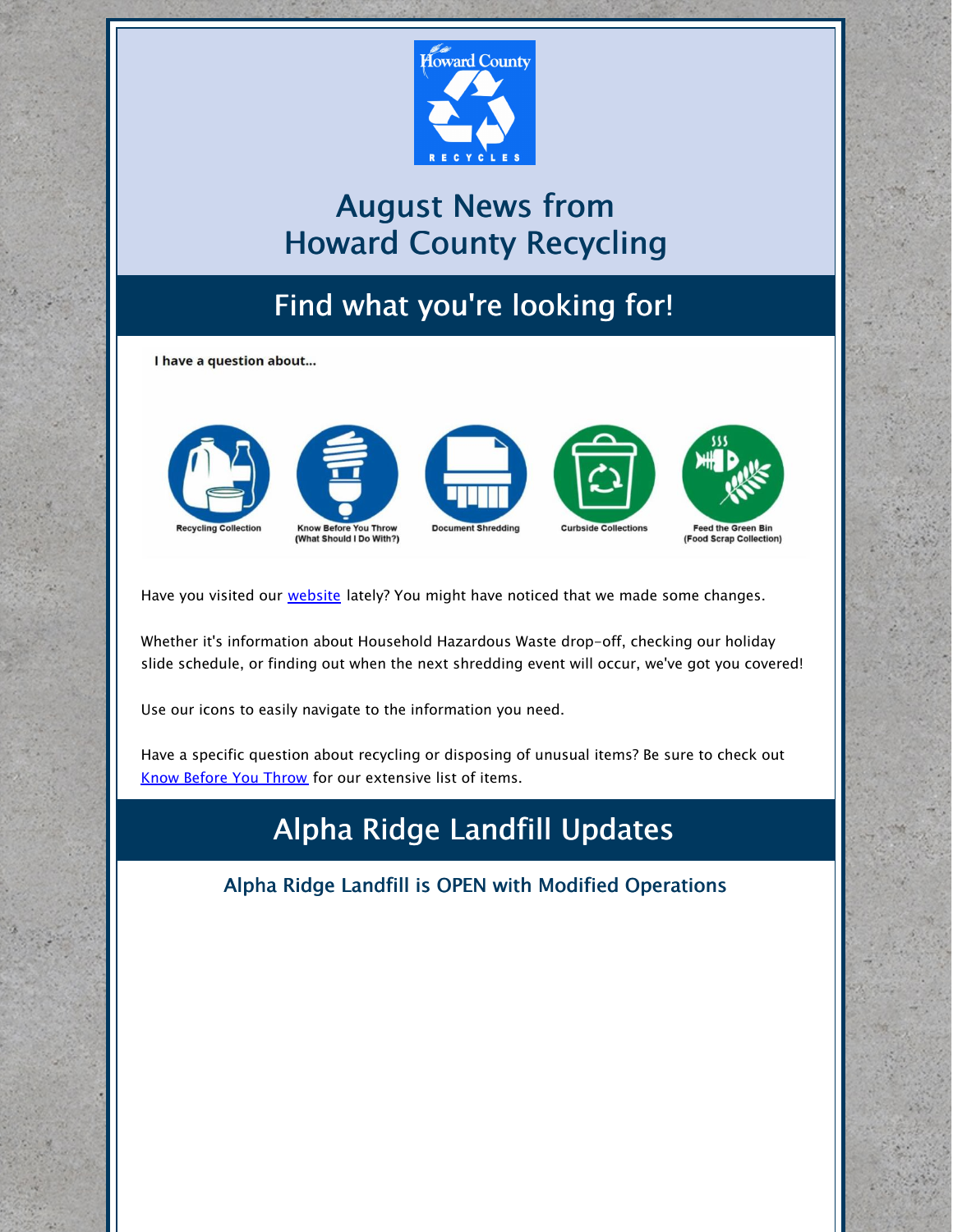# August News from Howard County Recycling

## Find what you're looking for!

**I have a question about...**

Recycling Collection

Know Before You Throw (What Should I Do With?)

Document Shredding

Curbside Collections

Feed the Green Bin (Food Scrap Collection)

Have you visited our website lately? You might have noticed that we made some changes.

Whether it's information about Household Hazardous Waste drop-off, checking our holiday slide schedule, or finding out when the next shredding event will occur, we've got you covered!

Use our icons to easily navigate to the information you need.

Have a specific question about recycling or disposing of unusual items? Be sure to check out Know Before You Throw for our extensive list of items.

## Alpha Ridge Landfill Updates

### Alpha Ridge Landfill is OPEN with Modified Operations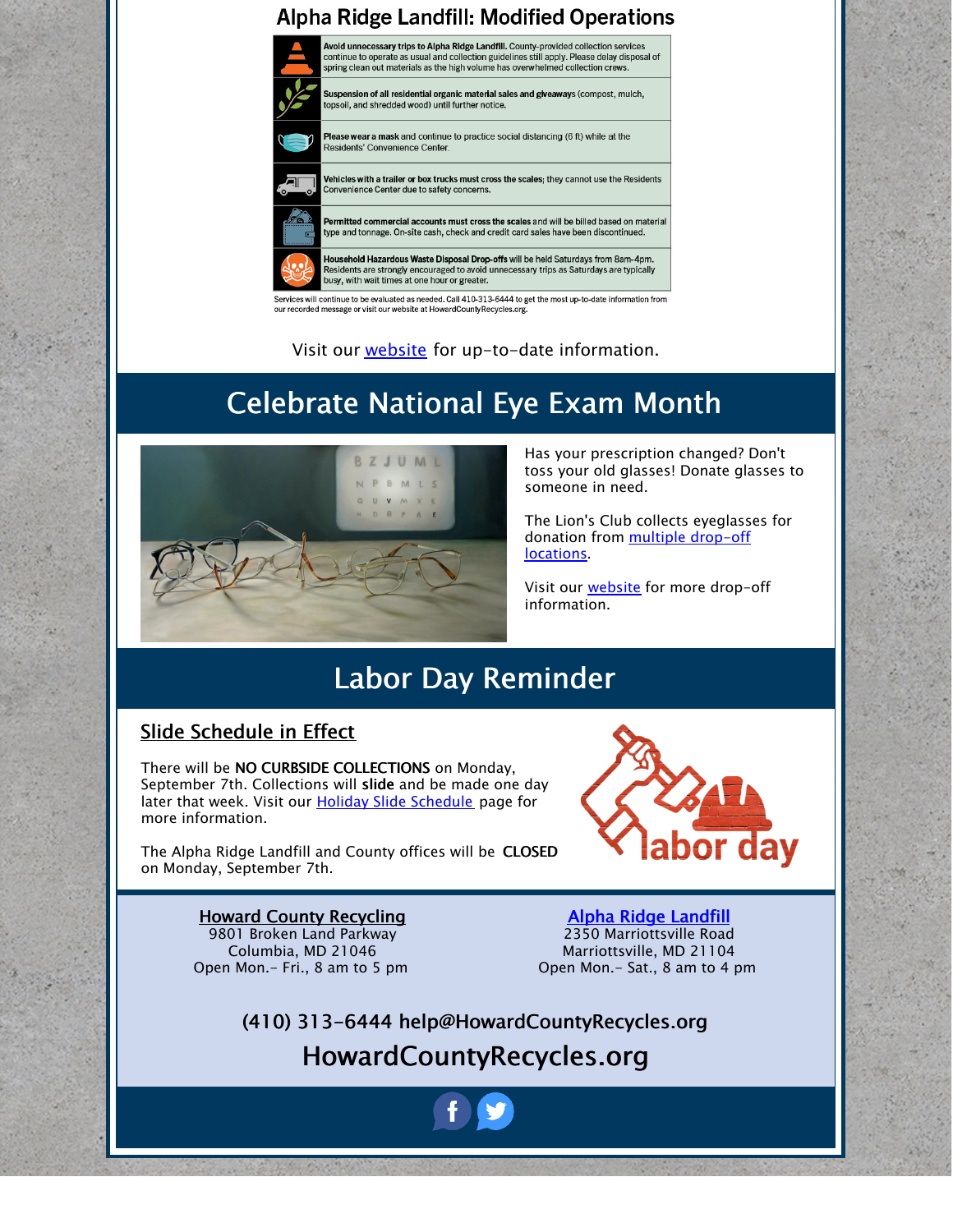## Alpha Ridge Landfill: Modified Operations

| | |
|---|---|
| | **Avoid unnecessary trips to Alpha Ridge Landfill.** County-provided collection services continue to operate as usual and collection guidelines still apply. Please delay disposal of spring clean out materials as the high volume has overwhelmed collection crews. |
| | **Suspension of all residential organic material sales and giveaways** (compost, mulch, topsoil, and shredded wood) until further notice. |
| | **Please wear a mask** and continue to practice social distancing (6 ft) while at the Residents' Convenience Center. |
| | **Vehicles with a trailer or box trucks must cross the scales**; they cannot use the Residents Convenience Center due to safety concerns. |
| | **Permitted commercial accounts must cross the scales** and will be billed based on material type and tonnage. On-site cash, check and credit card sales have been discontinued. |
| | **Household Hazardous Waste Disposal Drop-offs** will be held Saturdays from 8am-4pm. Residents are strongly encouraged to avoid unnecessary trips as Saturdays are typically busy, with wait times at one hour or greater. |

Services will continue to be evaluated as needed. Call 410-313-6444 to get the most up-to-date information from our recorded message or visit our website at HowardCountyRecycles.org.

Visit our website for up-to-date information.

## Celebrate National Eye Exam Month

Has your prescription changed? Don't toss your old glasses! Donate glasses to someone in need.

The Lion's Club collects eyeglasses for donation from multiple drop-off locations.

Visit our website for more drop-off information.

## Labor Day Reminder

### Slide Schedule in Effect

There will be **NO CURBSIDE COLLECTIONS** on Monday, September 7th. Collections will **slide** and be made one day later that week. Visit our Holiday Slide Schedule page for more information.

The Alpha Ridge Landfill and County offices will be **CLOSED** on Monday, September 7th.

**Howard County Recycling**
9801 Broken Land Parkway
Columbia, MD 21046
Open Mon.- Fri., 8 am to 5 pm

**Alpha Ridge Landfill**
2350 Marriottsville Road
Marriottsville, MD 21104
Open Mon.- Sat., 8 am to 4 pm

(410) 313-6444 help@HowardCountyRecycles.org

HowardCountyRecycles.org